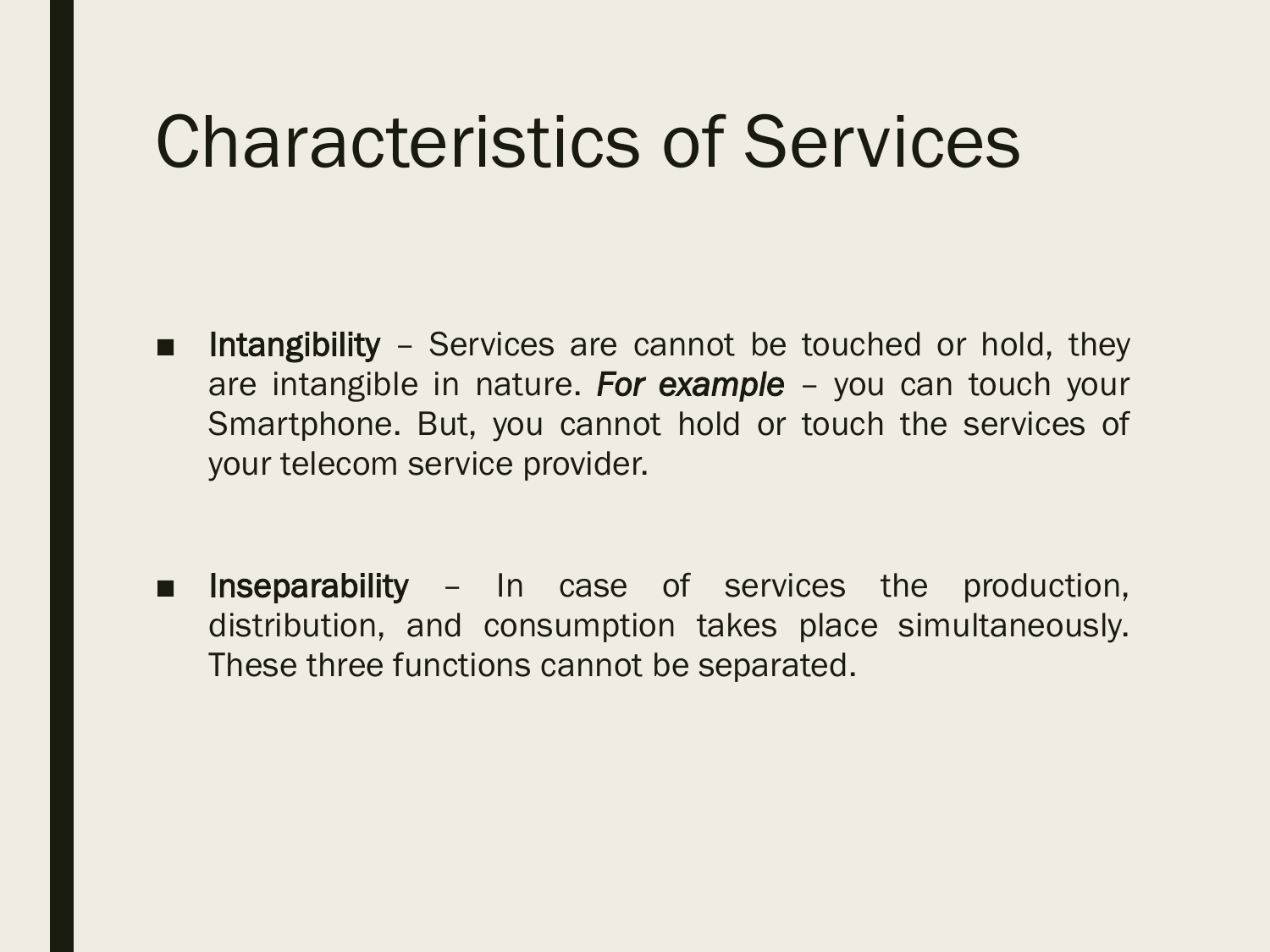# Characteristics of Services

- **Intangibility** – Services are cannot be touched or hold, they are intangible in nature. ***For example*** – you can touch your Smartphone. But, you cannot hold or touch the services of your telecom service provider.

- **Inseparability** – In case of services the production, distribution, and consumption takes place simultaneously. These three functions cannot be separated.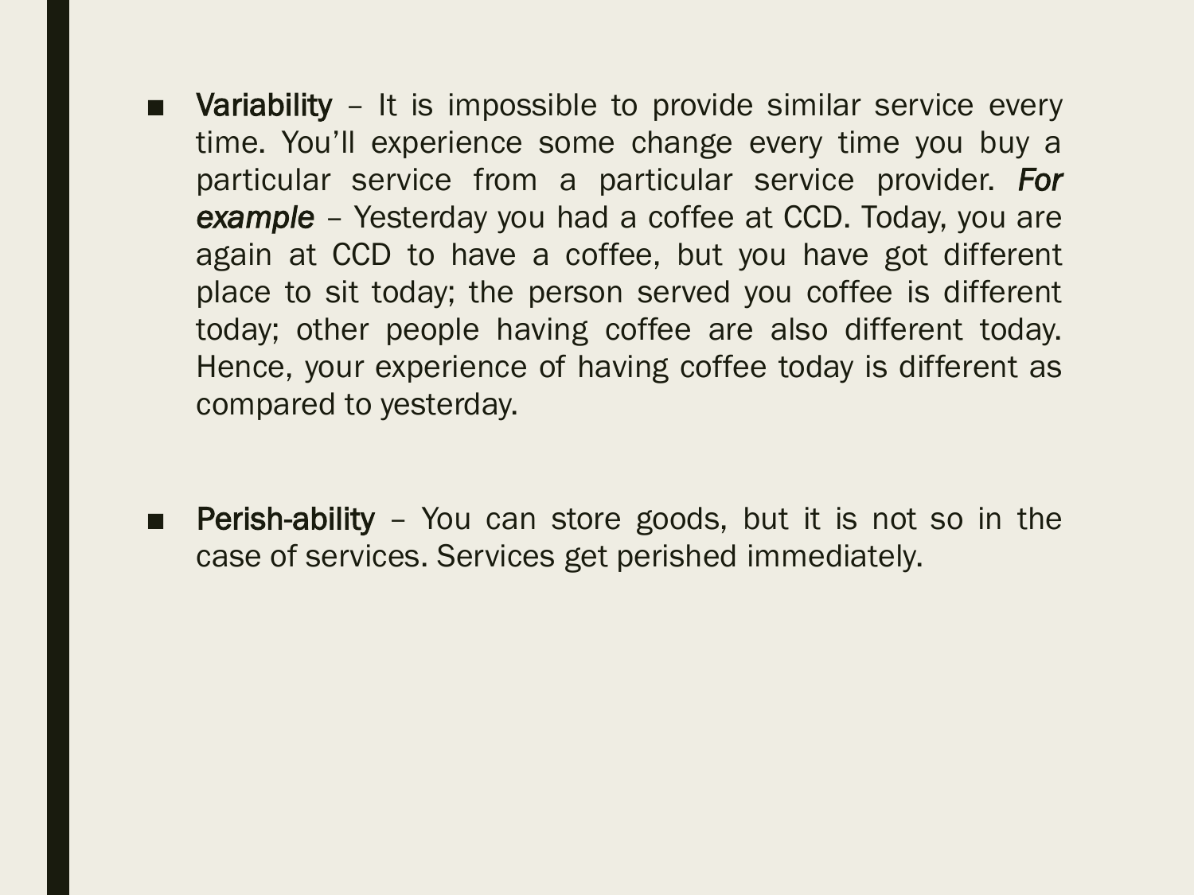- **Variability** – It is impossible to provide similar service every time. You'll experience some change every time you buy a particular service from a particular service provider. ***For example*** – Yesterday you had a coffee at CCD. Today, you are again at CCD to have a coffee, but you have got different place to sit today; the person served you coffee is different today; other people having coffee are also different today. Hence, your experience of having coffee today is different as compared to yesterday.

- **Perish-ability** – You can store goods, but it is not so in the case of services. Services get perished immediately.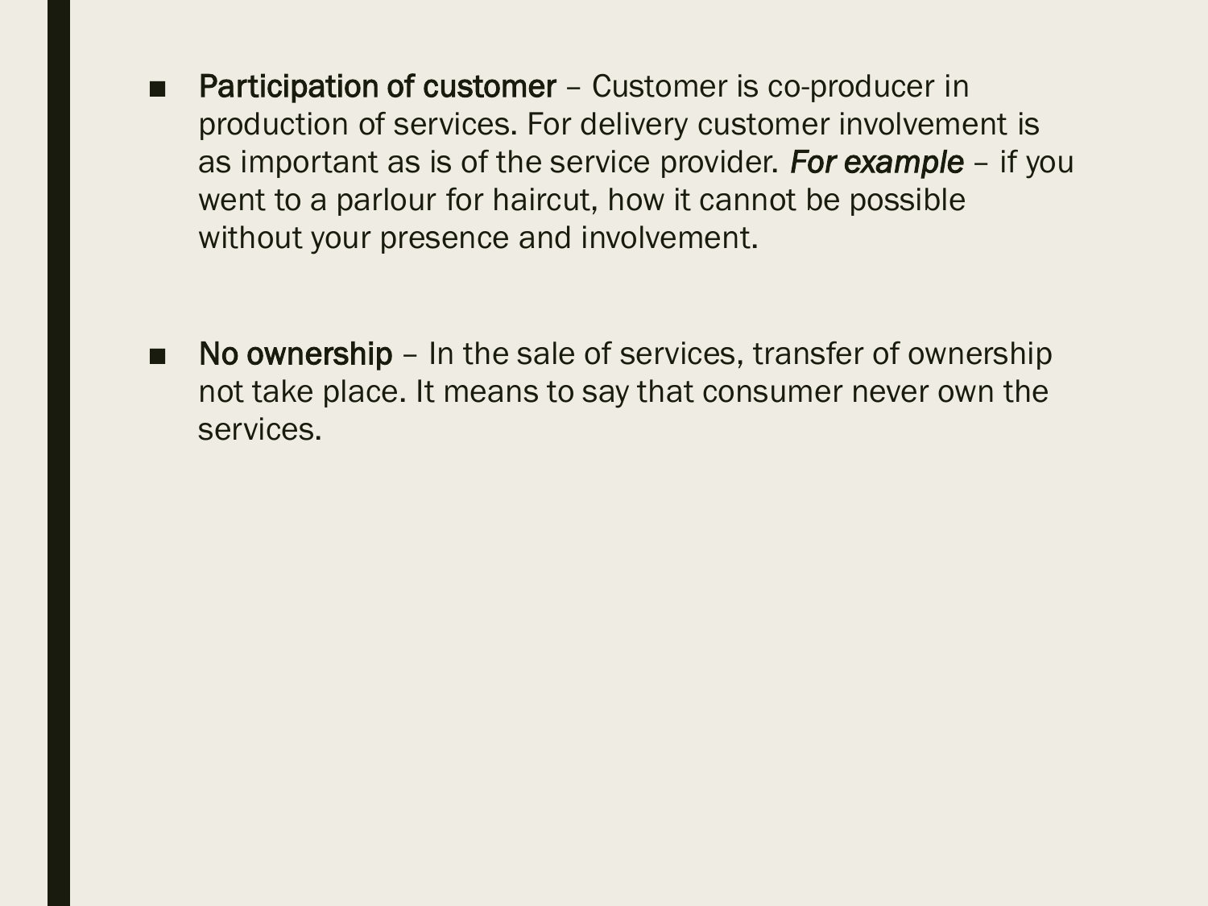- **Participation of customer** – Customer is co-producer in production of services. For delivery customer involvement is as important as is of the service provider. ***For example*** – if you went to a parlour for haircut, how it cannot be possible without your presence and involvement.

- **No ownership** – In the sale of services, transfer of ownership not take place. It means to say that consumer never own the services.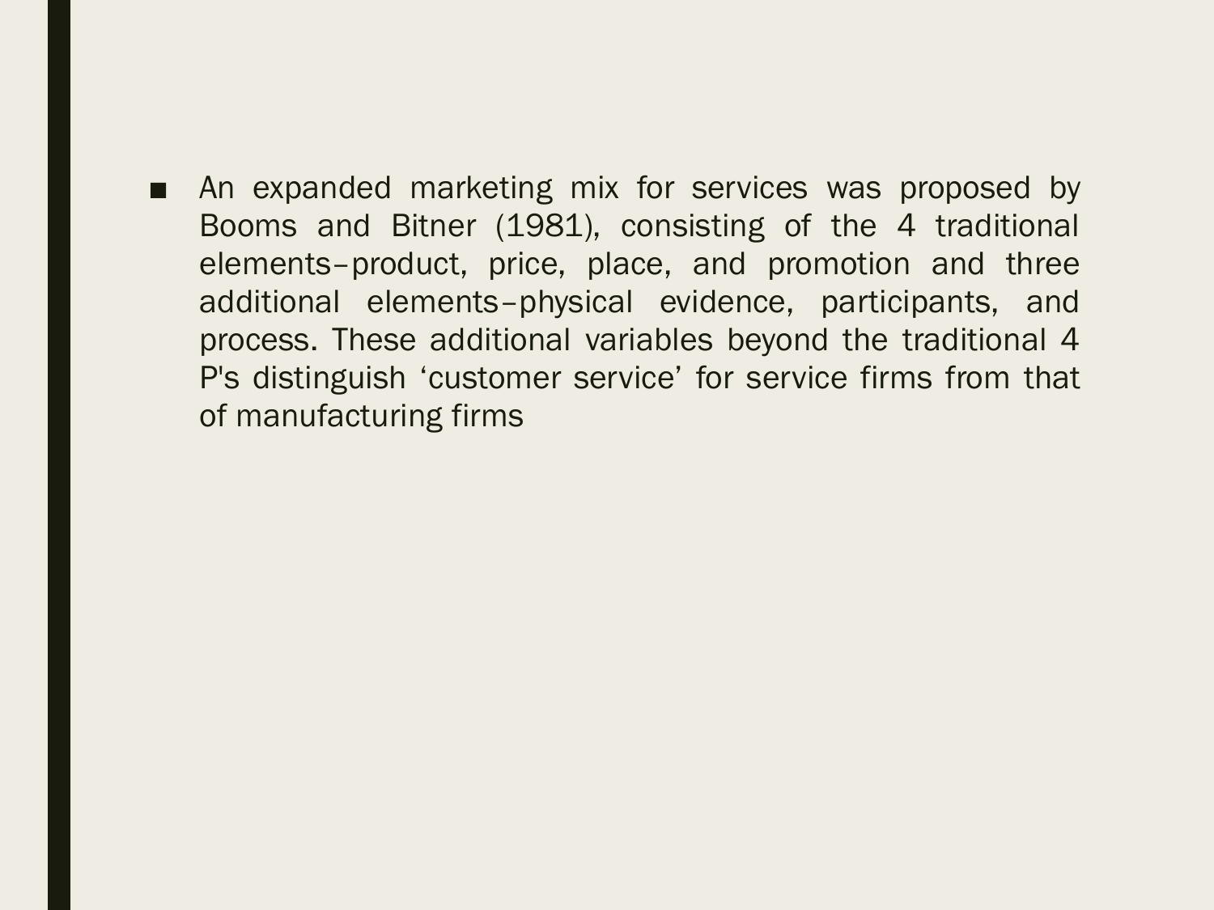- An expanded marketing mix for services was proposed by Booms and Bitner (1981), consisting of the 4 traditional elements–product, price, place, and promotion and three additional elements–physical evidence, participants, and process. These additional variables beyond the traditional 4 P's distinguish 'customer service' for service firms from that of manufacturing firms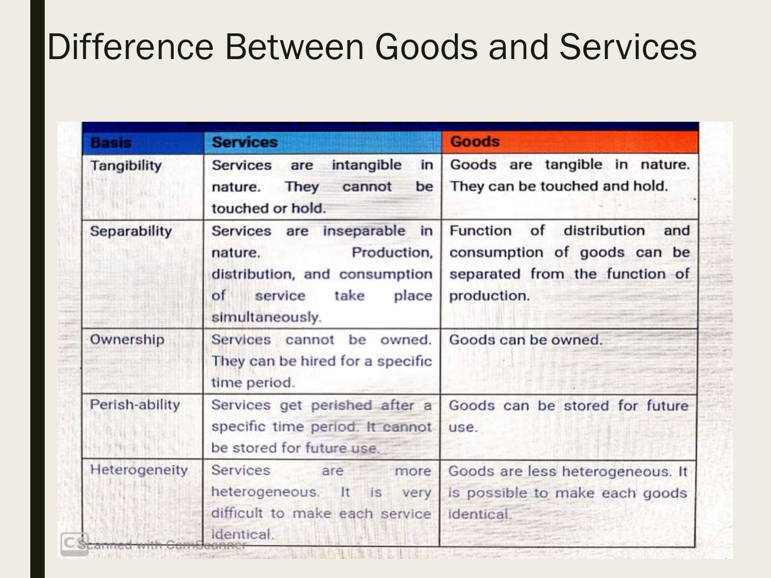# Difference Between Goods and Services

| Basis | Services | Goods |
| --- | --- | --- |
| Tangibility | Services are intangible in nature. They cannot be touched or hold. | Goods are tangible in nature. They can be touched and hold. |
| Separability | Services are inseparable in nature. Production, distribution, and consumption of service take place simultaneously. | Function of distribution and consumption of goods can be separated from the function of production. |
| Ownership | Services cannot be owned. They can be hired for a specific time period. | Goods can be owned. |
| Perish-ability | Services get perished after a specific time period. It cannot be stored for future use. | Goods can be stored for future use. |
| Heterogeneity | Services are more heterogeneous. It is very difficult to make each service identical. | Goods are less heterogeneous. It is possible to make each goods identical. |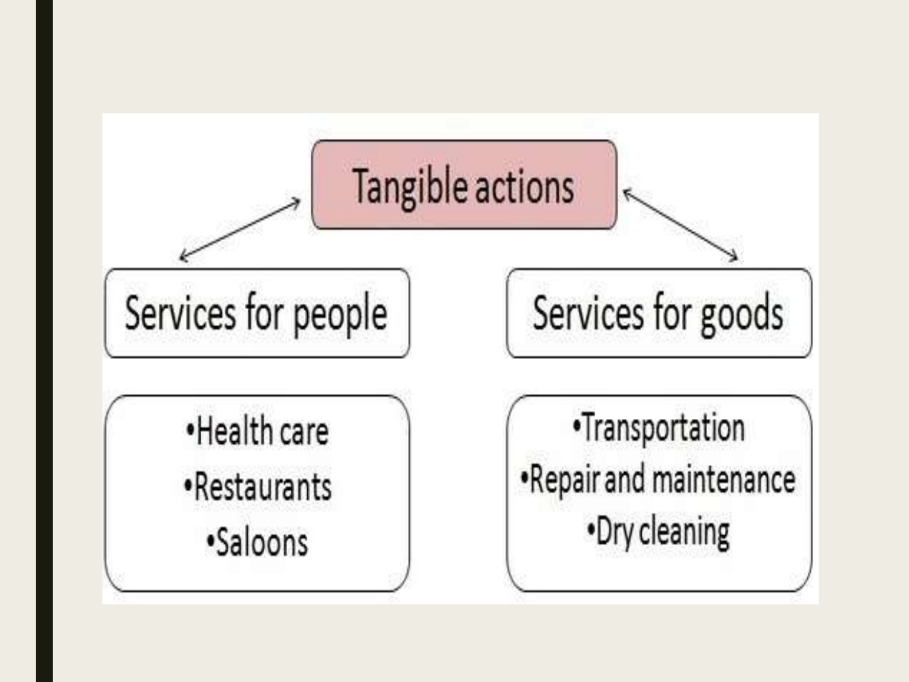# Tangible actions

**Services for people**

- Health care
- Restaurants
- Saloons

**Services for goods**

- Transportation
- Repair and maintenance
- Dry cleaning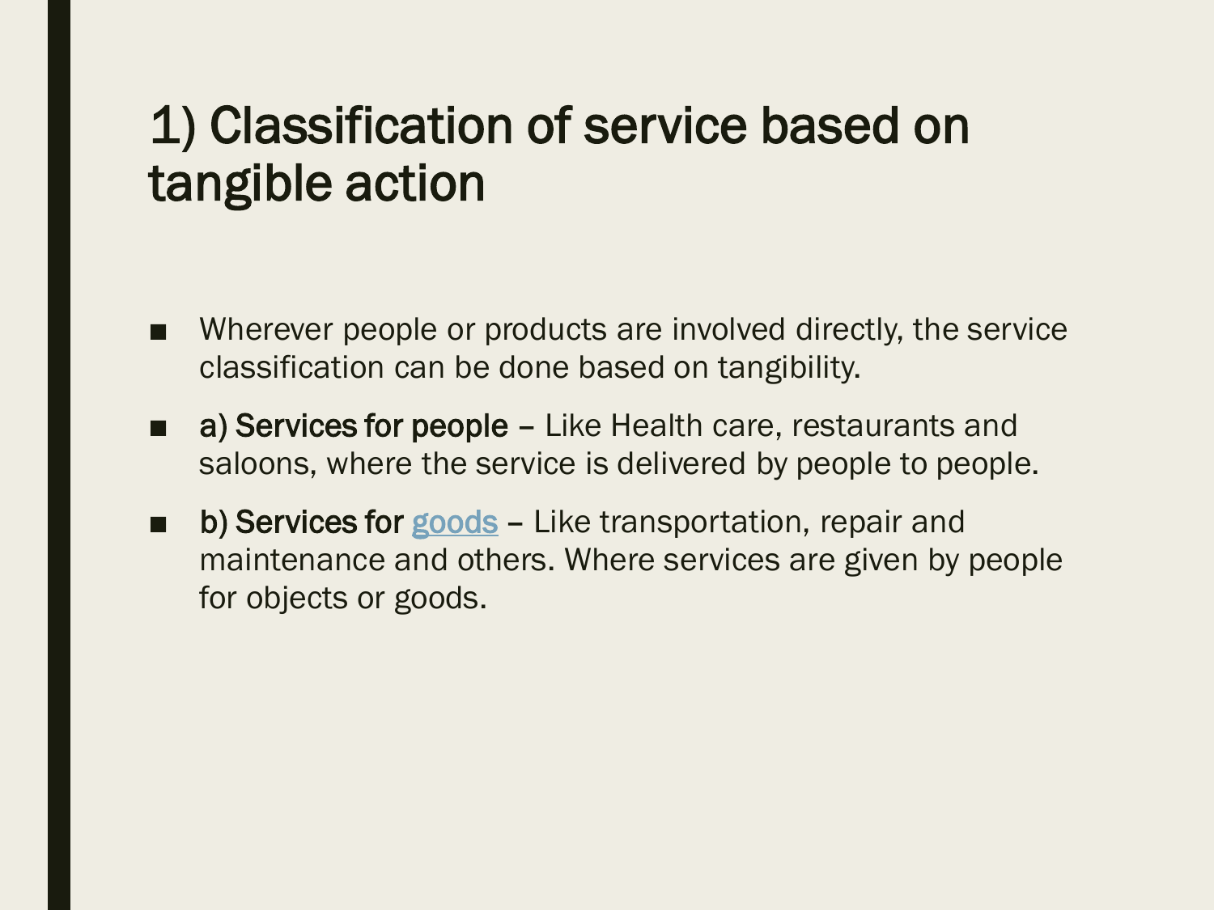# 1) Classification of service based on tangible action

- Wherever people or products are involved directly, the service classification can be done based on tangibility.
- **a) Services for people** – Like Health care, restaurants and saloons, where the service is delivered by people to people.
- **b) Services for** goods – Like transportation, repair and maintenance and others. Where services are given by people for objects or goods.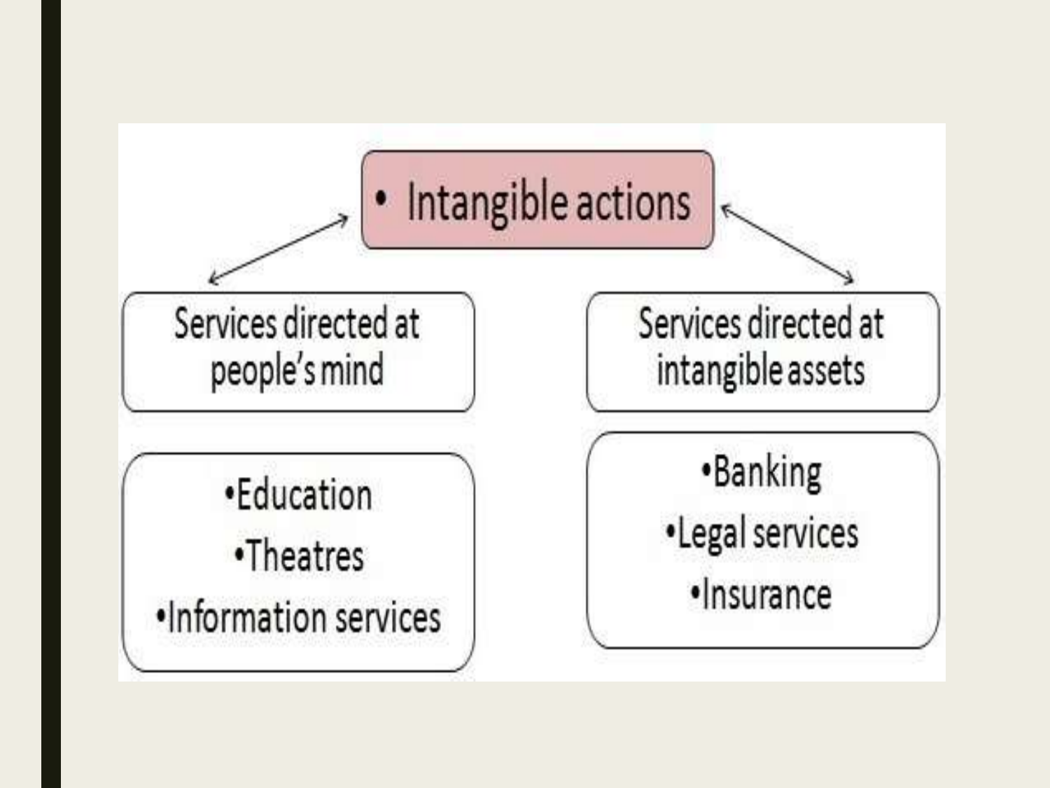- Intangible actions

Services directed at people's mind

- Education
- Theatres
- Information services

Services directed at intangible assets

- Banking
- Legal services
- Insurance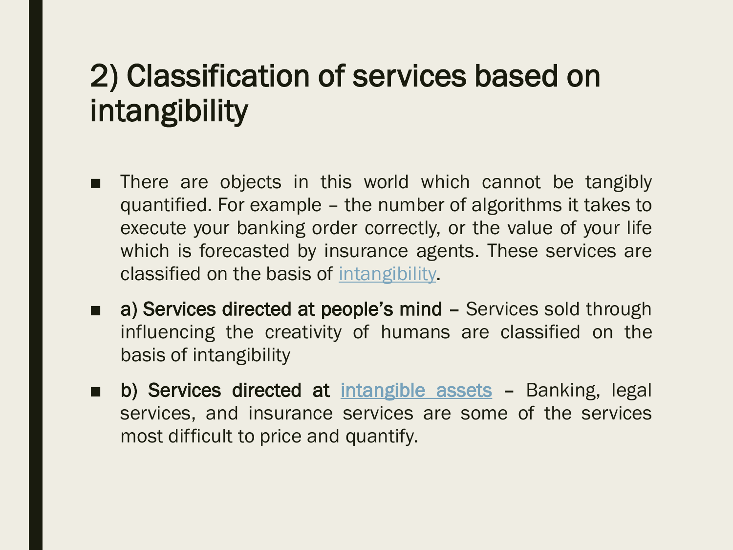# 2) Classification of services based on intangibility

- There are objects in this world which cannot be tangibly quantified. For example – the number of algorithms it takes to execute your banking order correctly, or the value of your life which is forecasted by insurance agents. These services are classified on the basis of intangibility.
- **a) Services directed at people's mind** – Services sold through influencing the creativity of humans are classified on the basis of intangibility
- **b) Services directed at intangible assets** – Banking, legal services, and insurance services are some of the services most difficult to price and quantify.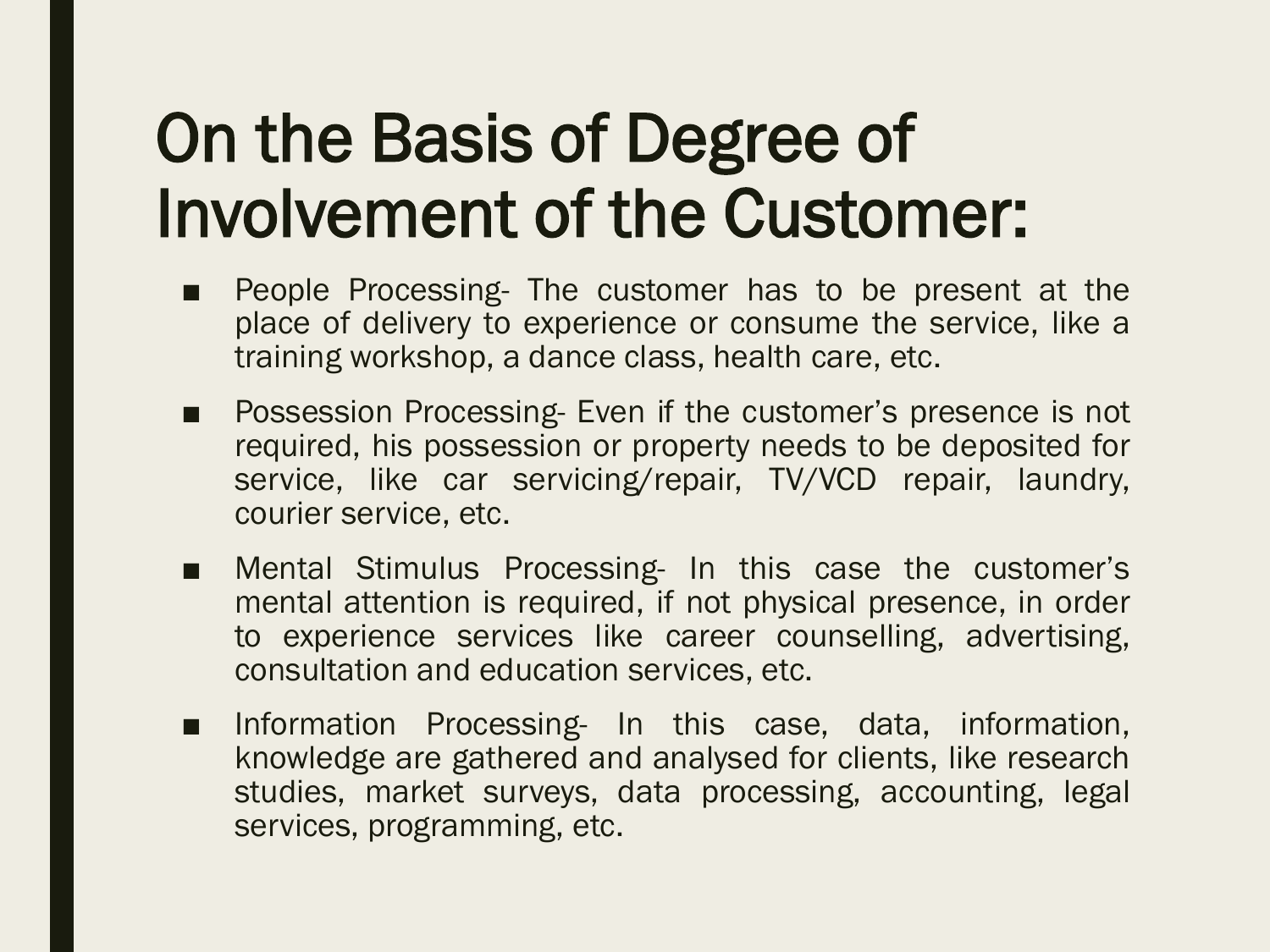# On the Basis of Degree of Involvement of the Customer:

- People Processing- The customer has to be present at the place of delivery to experience or consume the service, like a training workshop, a dance class, health care, etc.
- Possession Processing- Even if the customer's presence is not required, his possession or property needs to be deposited for service, like car servicing/repair, TV/VCD repair, laundry, courier service, etc.
- Mental Stimulus Processing- In this case the customer's mental attention is required, if not physical presence, in order to experience services like career counselling, advertising, consultation and education services, etc.
- Information Processing- In this case, data, information, knowledge are gathered and analysed for clients, like research studies, market surveys, data processing, accounting, legal services, programming, etc.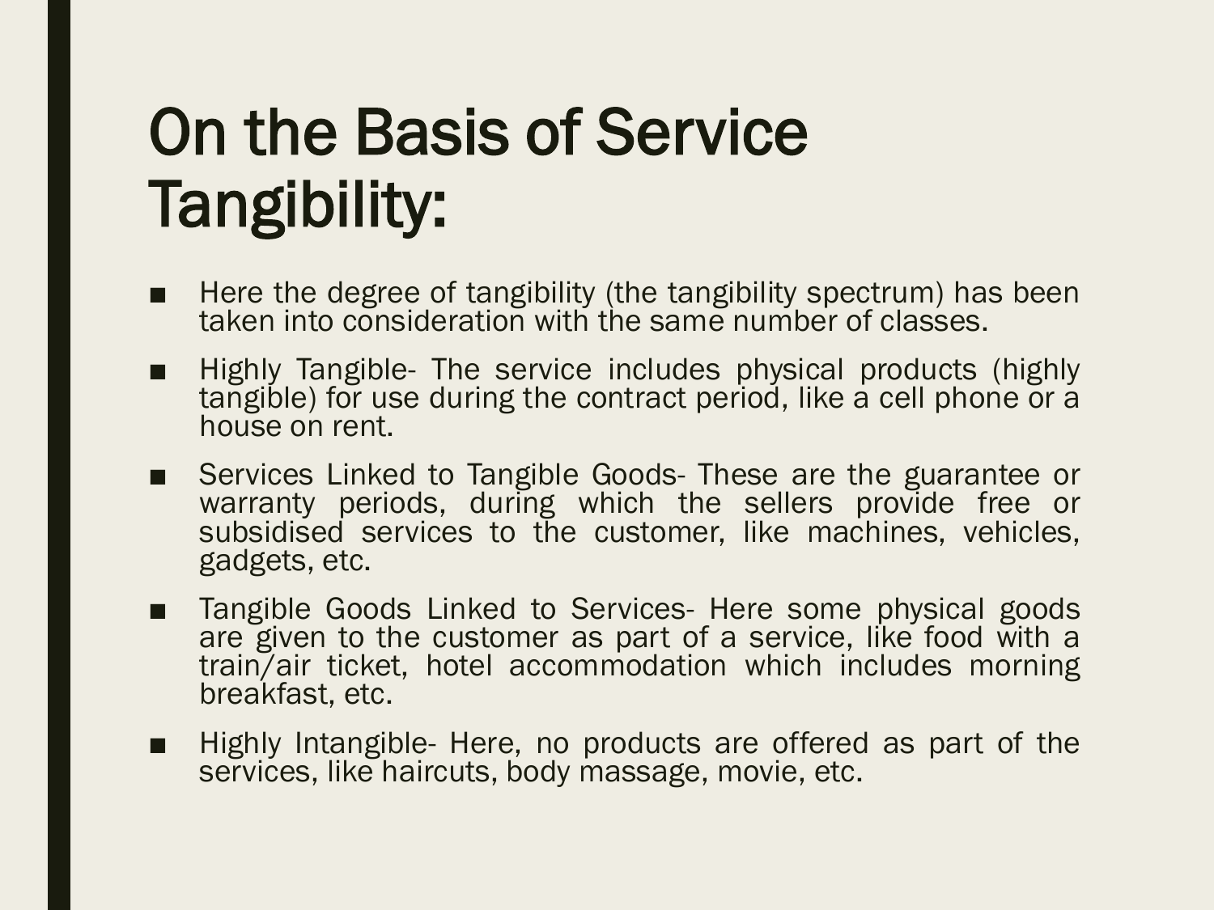# On the Basis of Service Tangibility:

- Here the degree of tangibility (the tangibility spectrum) has been taken into consideration with the same number of classes.
- Highly Tangible- The service includes physical products (highly tangible) for use during the contract period, like a cell phone or a house on rent.
- Services Linked to Tangible Goods- These are the guarantee or warranty periods, during which the sellers provide free or subsidised services to the customer, like machines, vehicles, gadgets, etc.
- Tangible Goods Linked to Services- Here some physical goods are given to the customer as part of a service, like food with a train/air ticket, hotel accommodation which includes morning breakfast, etc.
- Highly Intangible- Here, no products are offered as part of the services, like haircuts, body massage, movie, etc.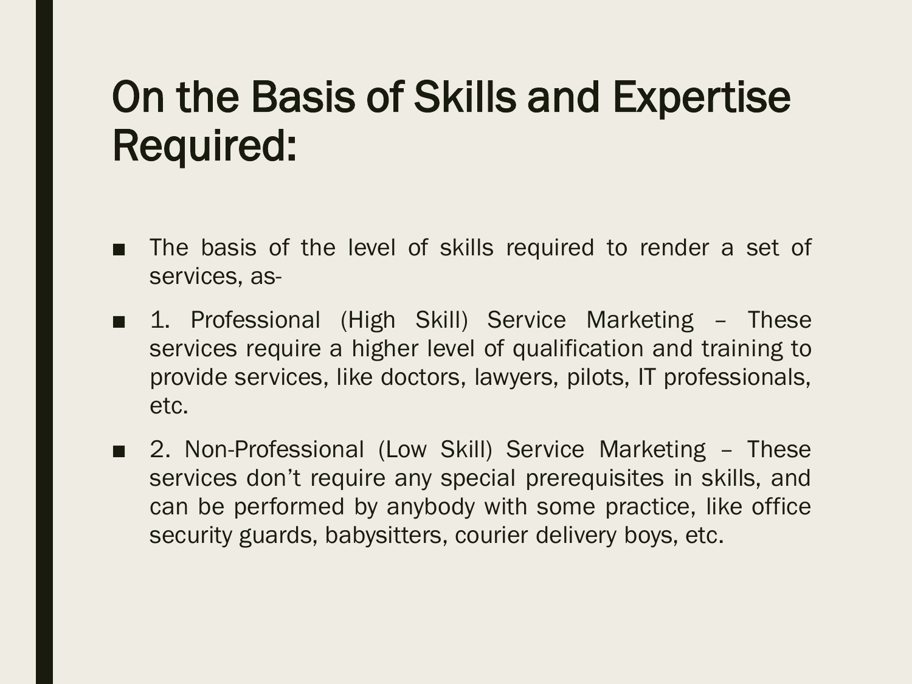# On the Basis of Skills and Expertise Required:

- The basis of the level of skills required to render a set of services, as-
- 1. Professional (High Skill) Service Marketing – These services require a higher level of qualification and training to provide services, like doctors, lawyers, pilots, IT professionals, etc.
- 2. Non-Professional (Low Skill) Service Marketing – These services don't require any special prerequisites in skills, and can be performed by anybody with some practice, like office security guards, babysitters, courier delivery boys, etc.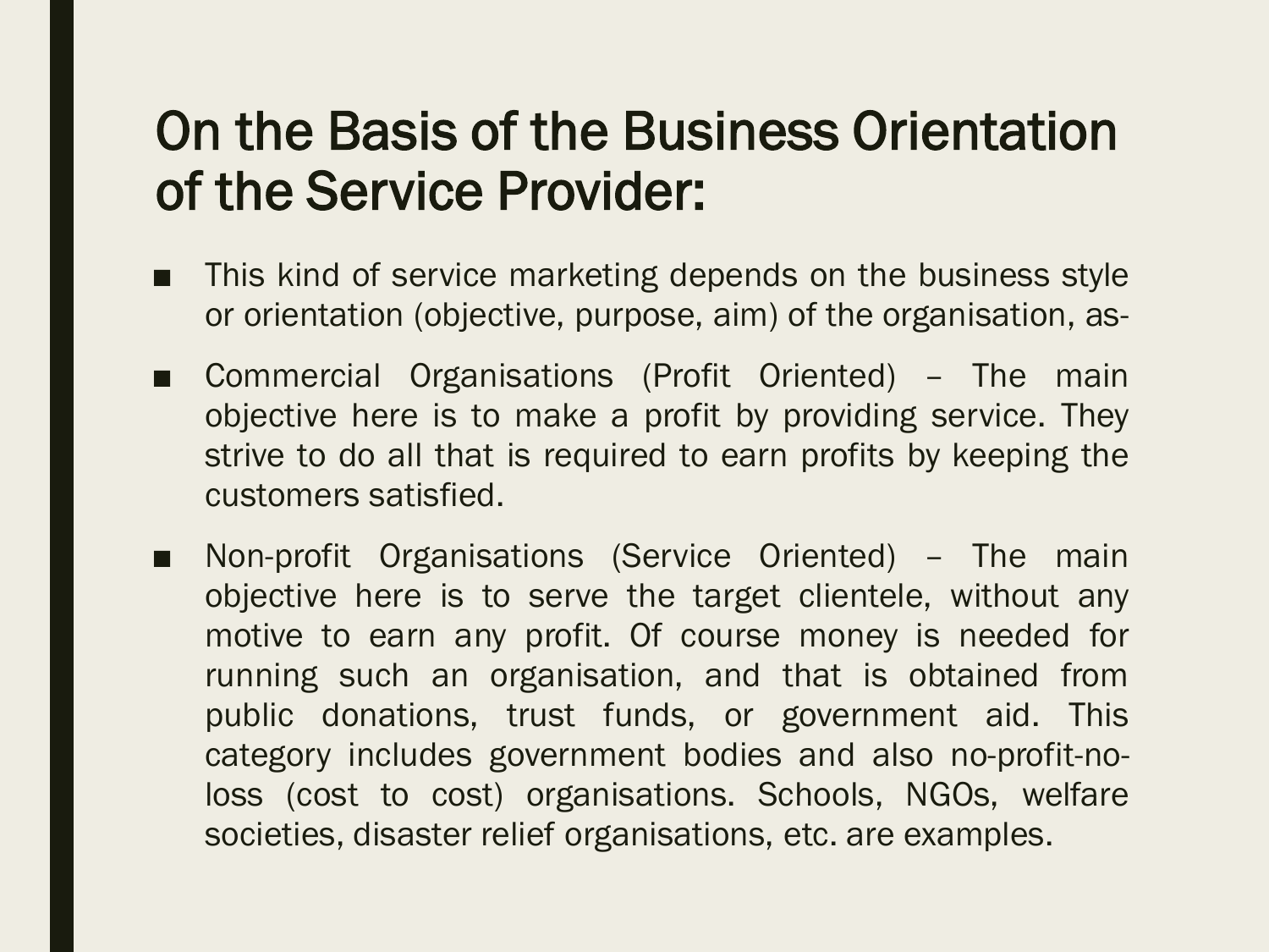# On the Basis of the Business Orientation of the Service Provider:

- This kind of service marketing depends on the business style or orientation (objective, purpose, aim) of the organisation, as-
- Commercial Organisations (Profit Oriented) – The main objective here is to make a profit by providing service. They strive to do all that is required to earn profits by keeping the customers satisfied.
- Non-profit Organisations (Service Oriented) – The main objective here is to serve the target clientele, without any motive to earn any profit. Of course money is needed for running such an organisation, and that is obtained from public donations, trust funds, or government aid. This category includes government bodies and also no-profit-no-loss (cost to cost) organisations. Schools, NGOs, welfare societies, disaster relief organisations, etc. are examples.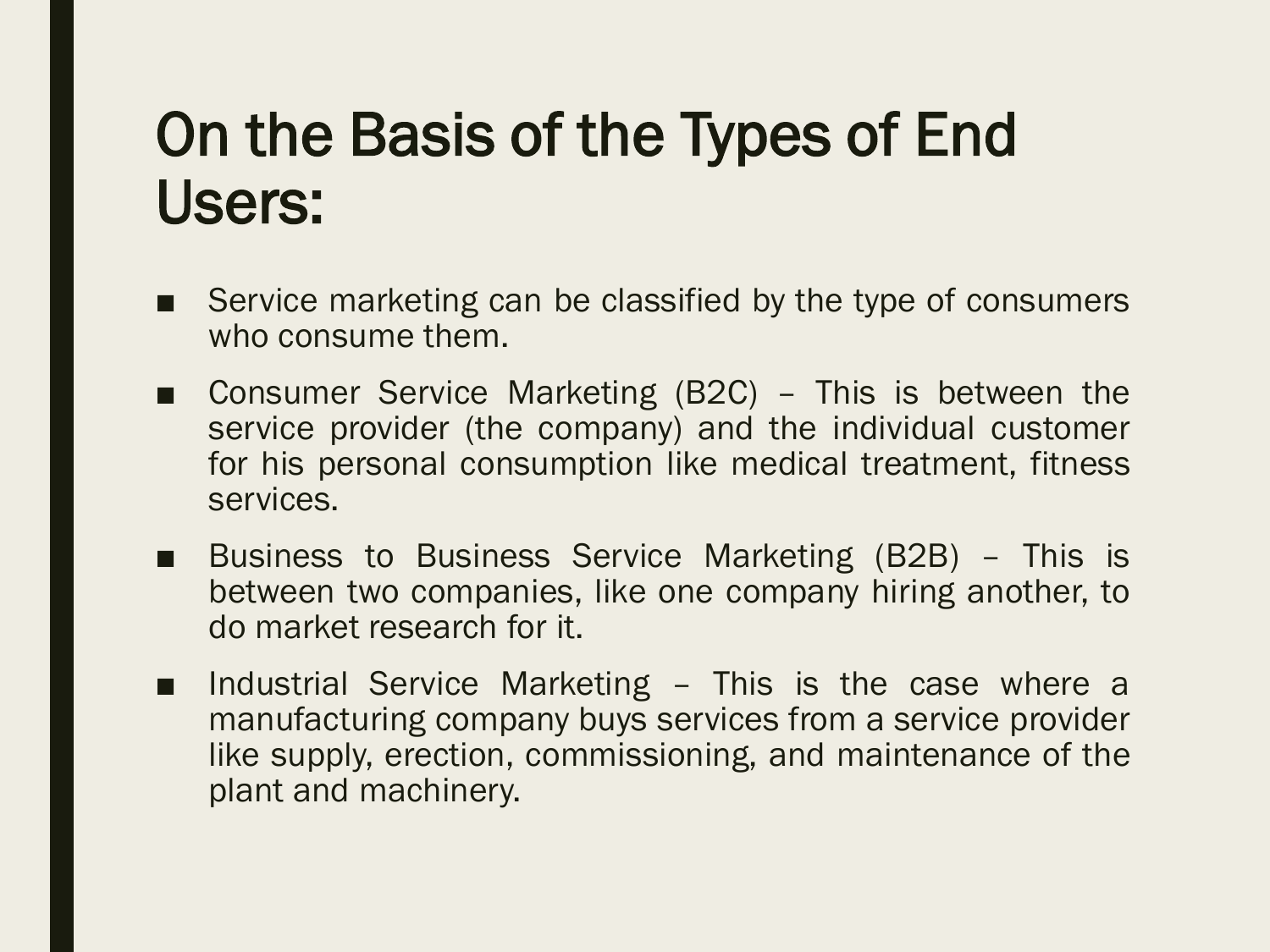# On the Basis of the Types of End Users:

- Service marketing can be classified by the type of consumers who consume them.
- Consumer Service Marketing (B2C) – This is between the service provider (the company) and the individual customer for his personal consumption like medical treatment, fitness services.
- Business to Business Service Marketing (B2B) – This is between two companies, like one company hiring another, to do market research for it.
- Industrial Service Marketing – This is the case where a manufacturing company buys services from a service provider like supply, erection, commissioning, and maintenance of the plant and machinery.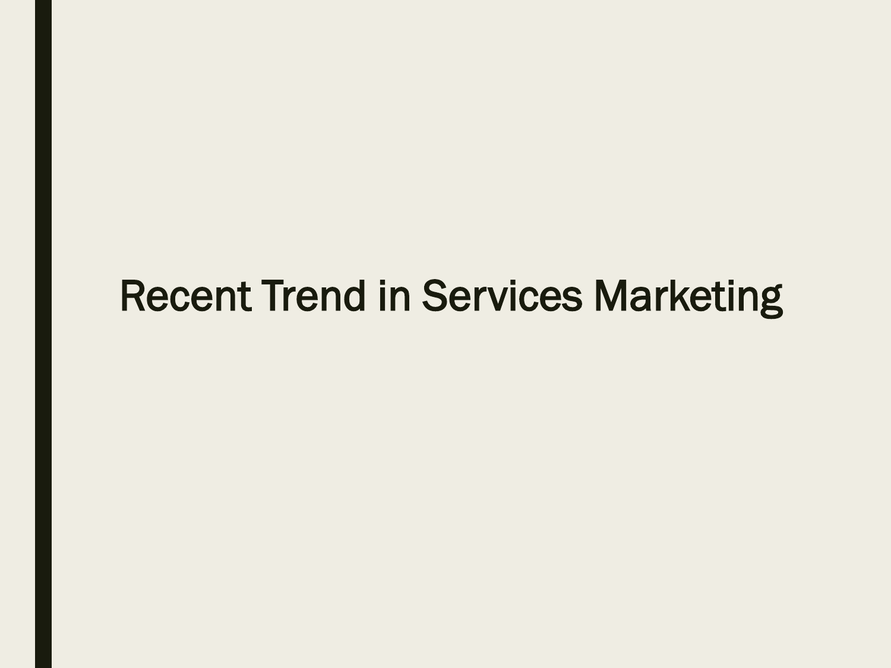# Recent Trend in Services Marketing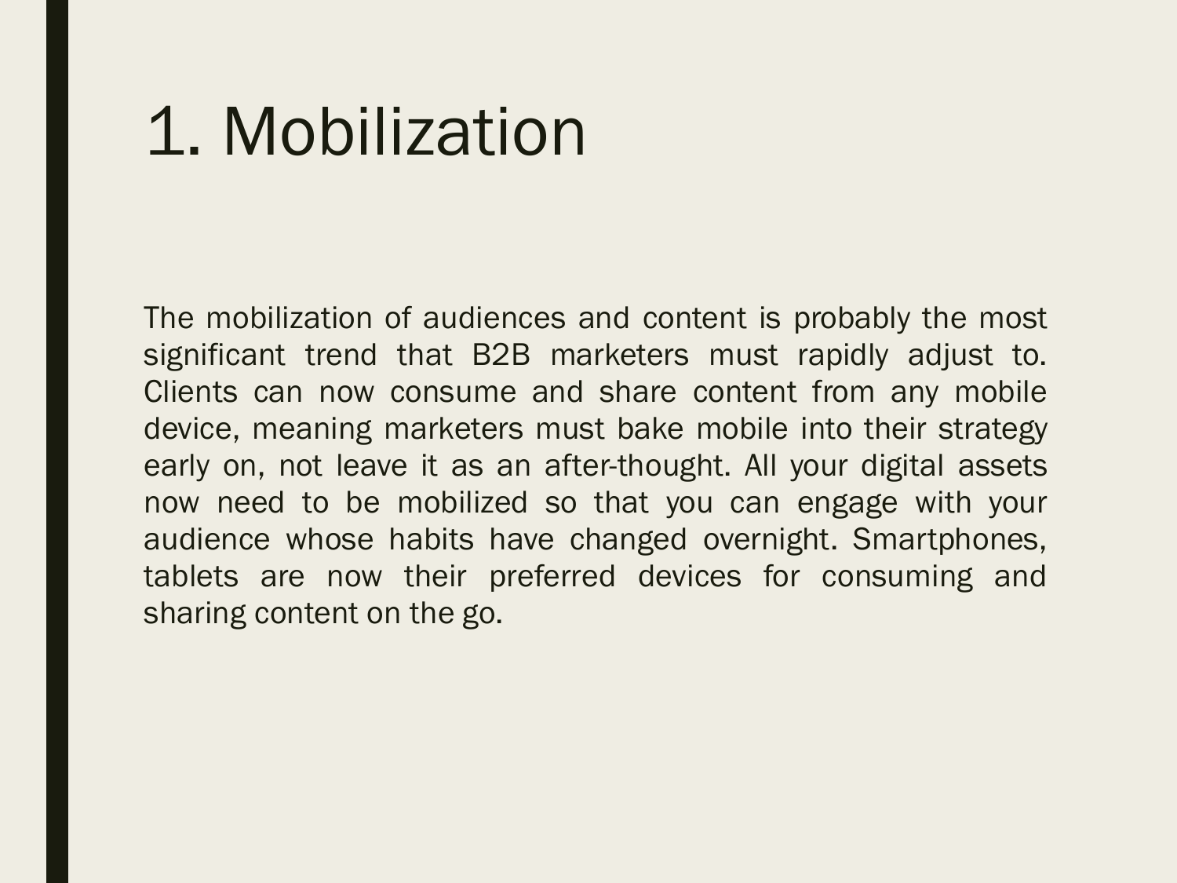# 1. Mobilization

The mobilization of audiences and content is probably the most significant trend that B2B marketers must rapidly adjust to. Clients can now consume and share content from any mobile device, meaning marketers must bake mobile into their strategy early on, not leave it as an after-thought. All your digital assets now need to be mobilized so that you can engage with your audience whose habits have changed overnight. Smartphones, tablets are now their preferred devices for consuming and sharing content on the go.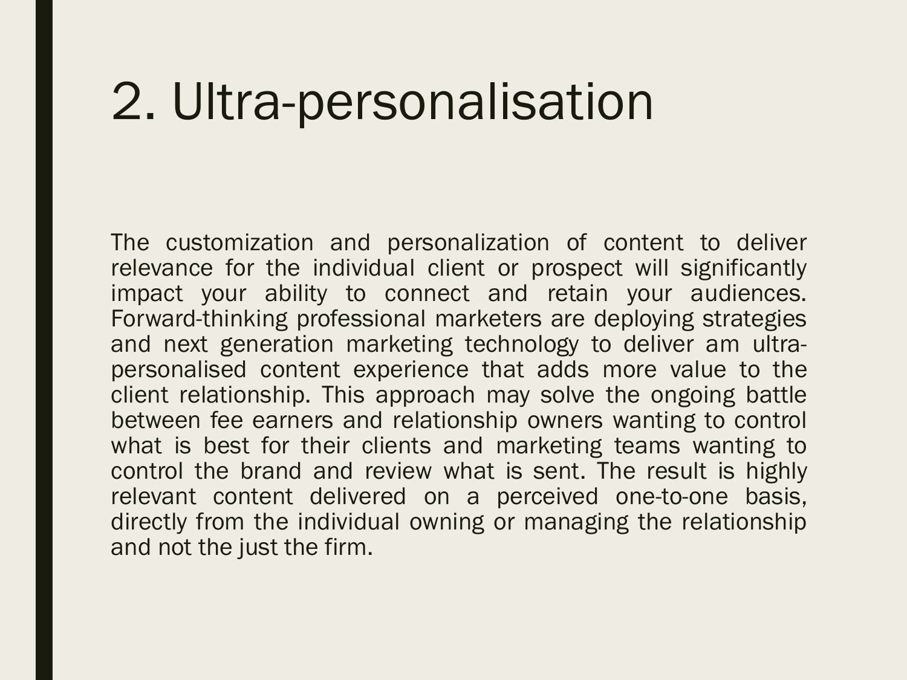# 2. Ultra-personalisation

The customization and personalization of content to deliver relevance for the individual client or prospect will significantly impact your ability to connect and retain your audiences. Forward-thinking professional marketers are deploying strategies and next generation marketing technology to deliver am ultra-personalised content experience that adds more value to the client relationship. This approach may solve the ongoing battle between fee earners and relationship owners wanting to control what is best for their clients and marketing teams wanting to control the brand and review what is sent. The result is highly relevant content delivered on a perceived one-to-one basis, directly from the individual owning or managing the relationship and not the just the firm.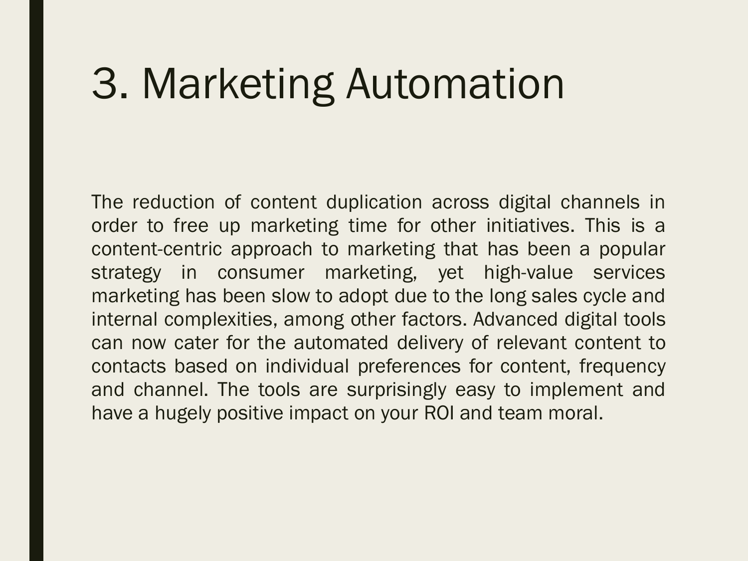# 3. Marketing Automation

The reduction of content duplication across digital channels in order to free up marketing time for other initiatives. This is a content-centric approach to marketing that has been a popular strategy in consumer marketing, yet high-value services marketing has been slow to adopt due to the long sales cycle and internal complexities, among other factors. Advanced digital tools can now cater for the automated delivery of relevant content to contacts based on individual preferences for content, frequency and channel. The tools are surprisingly easy to implement and have a hugely positive impact on your ROI and team moral.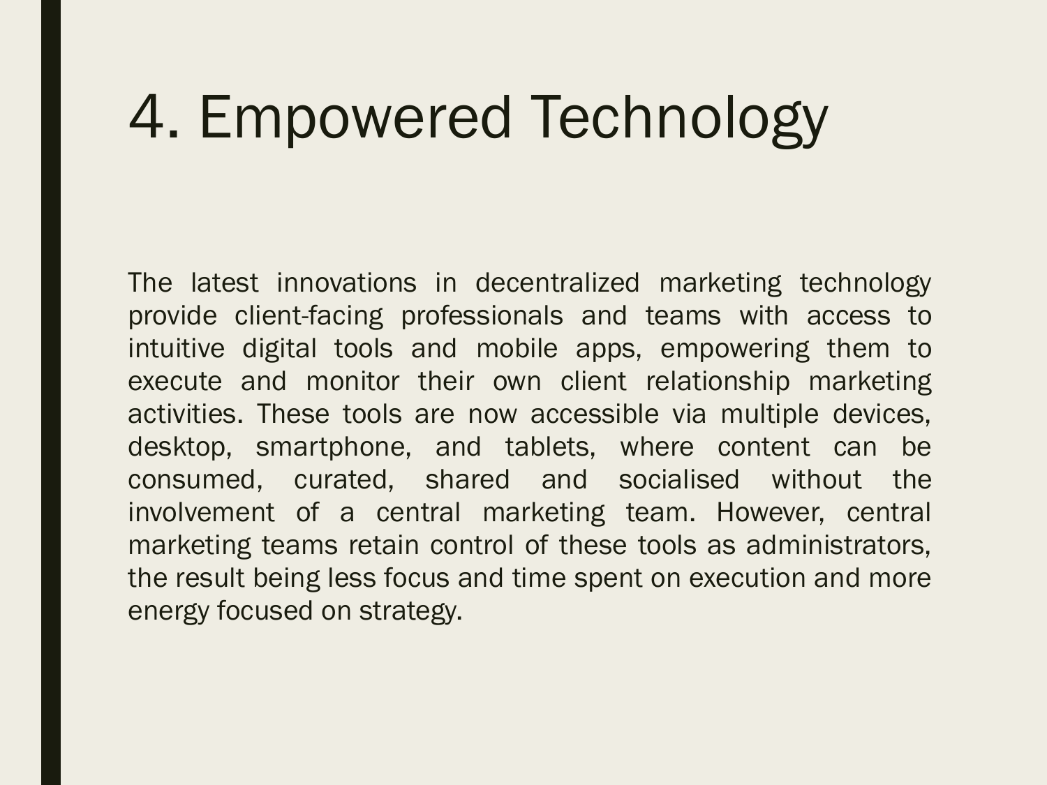# 4. Empowered Technology

The latest innovations in decentralized marketing technology provide client-facing professionals and teams with access to intuitive digital tools and mobile apps, empowering them to execute and monitor their own client relationship marketing activities. These tools are now accessible via multiple devices, desktop, smartphone, and tablets, where content can be consumed, curated, shared and socialised without the involvement of a central marketing team. However, central marketing teams retain control of these tools as administrators, the result being less focus and time spent on execution and more energy focused on strategy.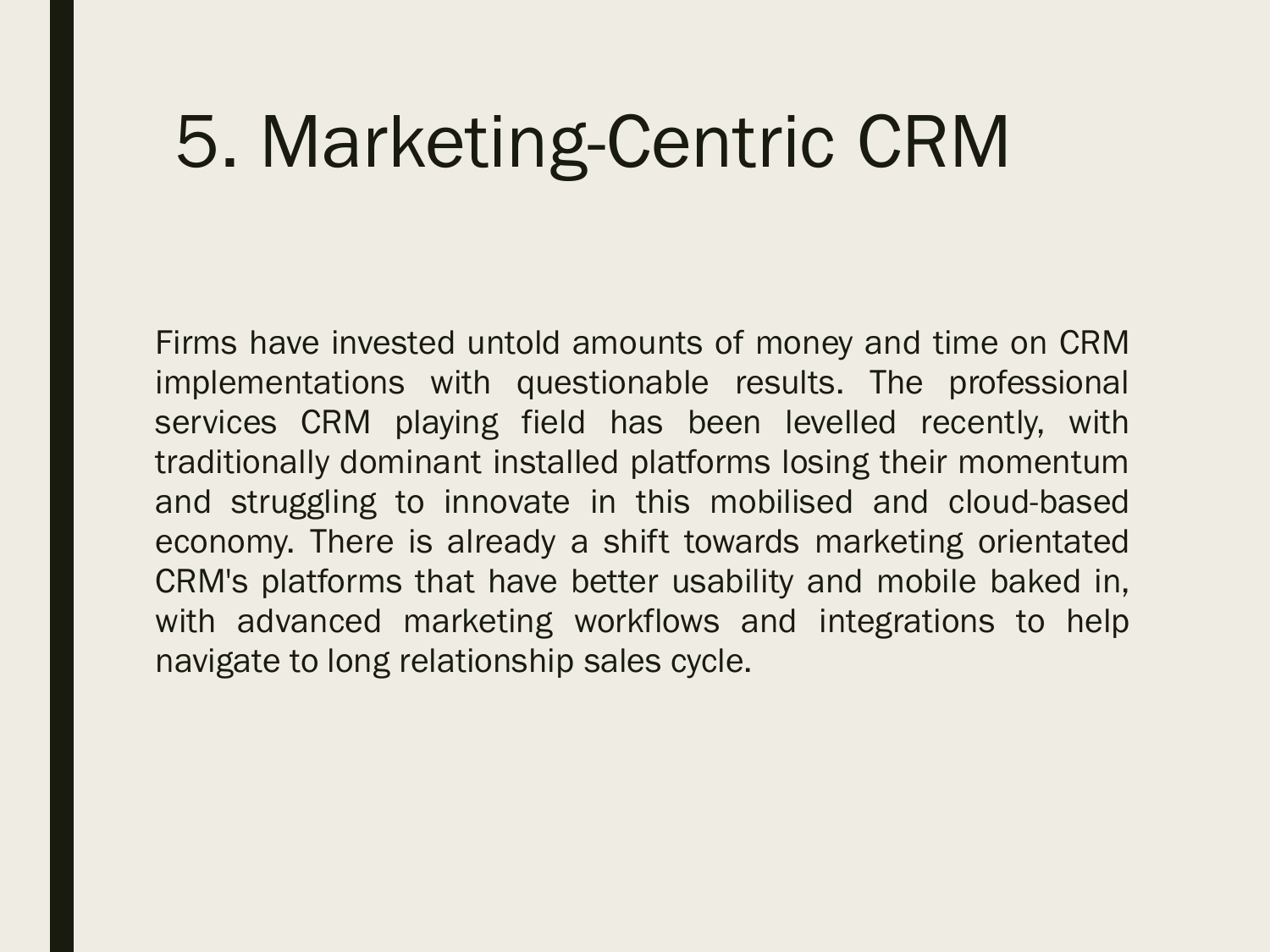# 5. Marketing-Centric CRM

Firms have invested untold amounts of money and time on CRM implementations with questionable results. The professional services CRM playing field has been levelled recently, with traditionally dominant installed platforms losing their momentum and struggling to innovate in this mobilised and cloud-based economy. There is already a shift towards marketing orientated CRM's platforms that have better usability and mobile baked in, with advanced marketing workflows and integrations to help navigate to long relationship sales cycle.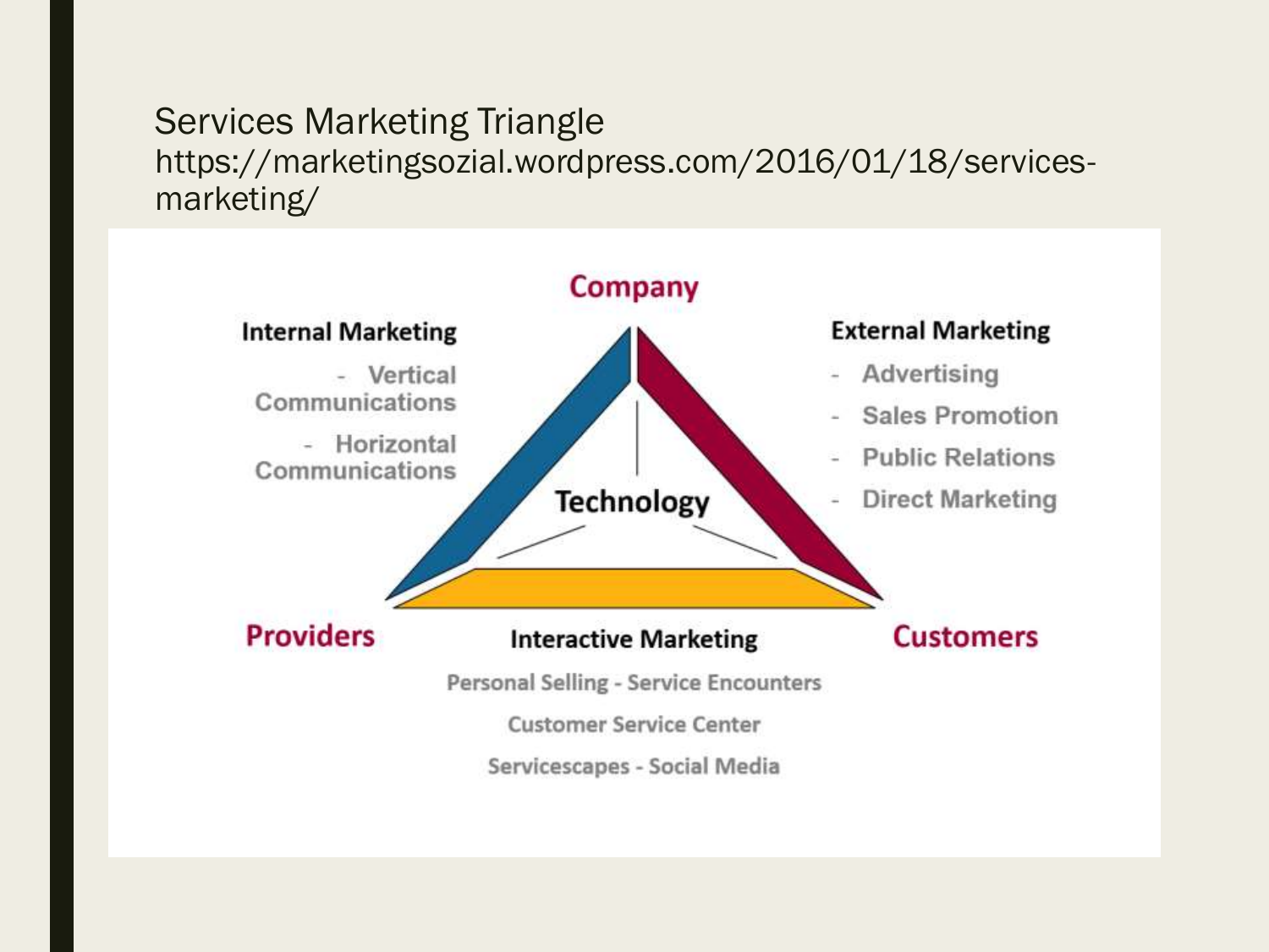# Services Marketing Triangle

https://marketingsozial.wordpress.com/2016/01/18/services-marketing/

**Company**

**Internal Marketing**

- Vertical Communications
- Horizontal Communications

**External Marketing**

- Advertising
- Sales Promotion
- Public Relations
- Direct Marketing

**Technology**

**Providers**

**Customers**

**Interactive Marketing**

Personal Selling - Service Encounters

Customer Service Center

Servicescapes - Social Media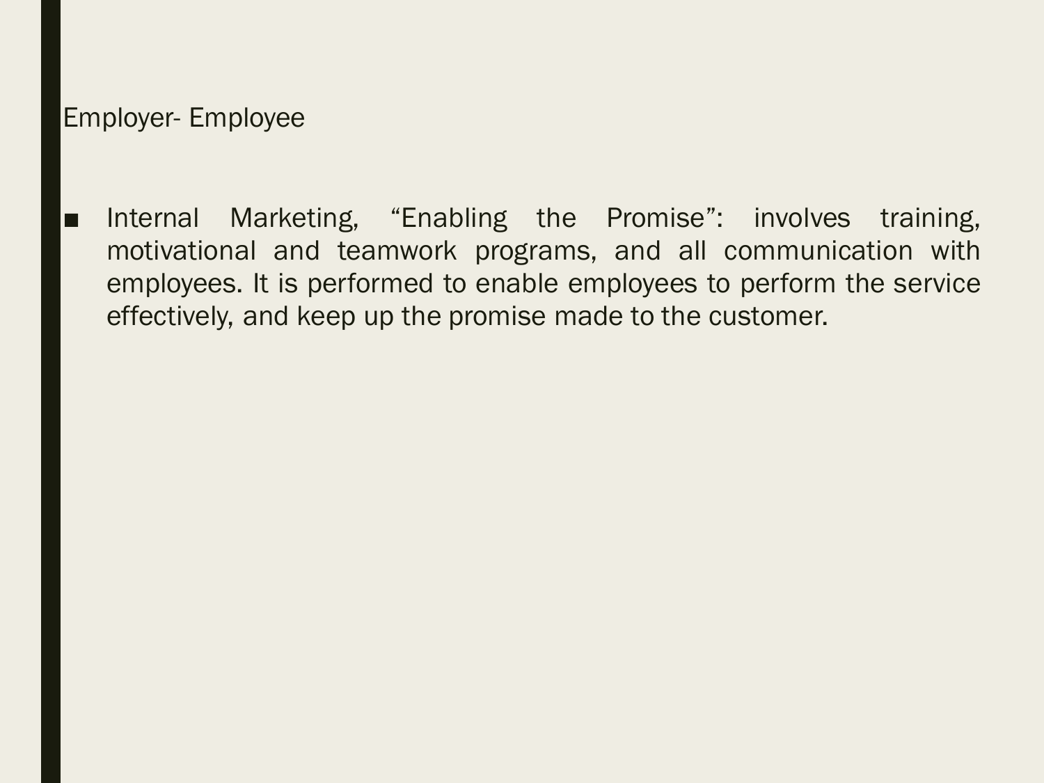## Employer- Employee

- Internal Marketing, “Enabling the Promise”: involves training, motivational and teamwork programs, and all communication with employees. It is performed to enable employees to perform the service effectively, and keep up the promise made to the customer.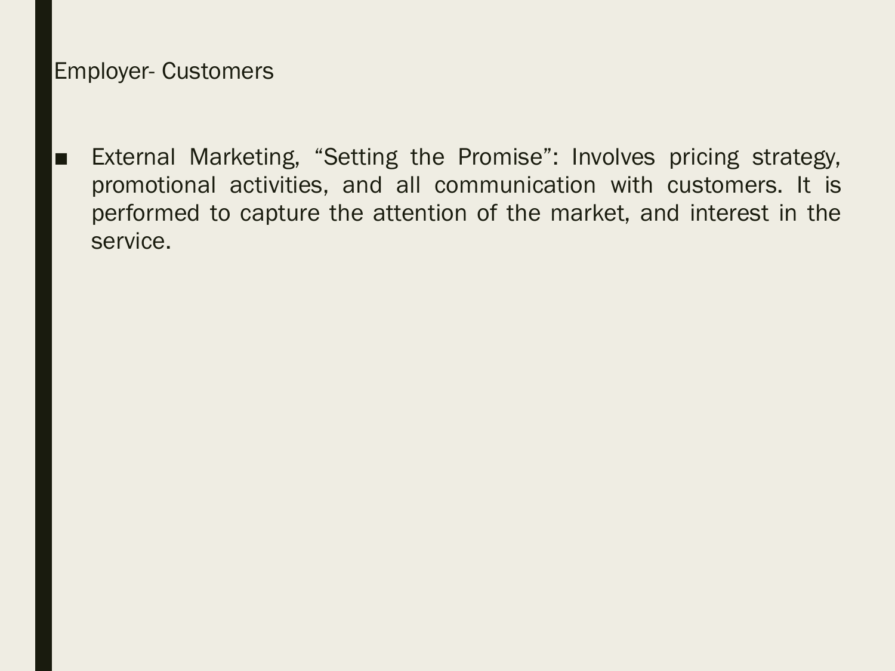## Employer- Customers

- External Marketing, “Setting the Promise”: Involves pricing strategy, promotional activities, and all communication with customers. It is performed to capture the attention of the market, and interest in the service.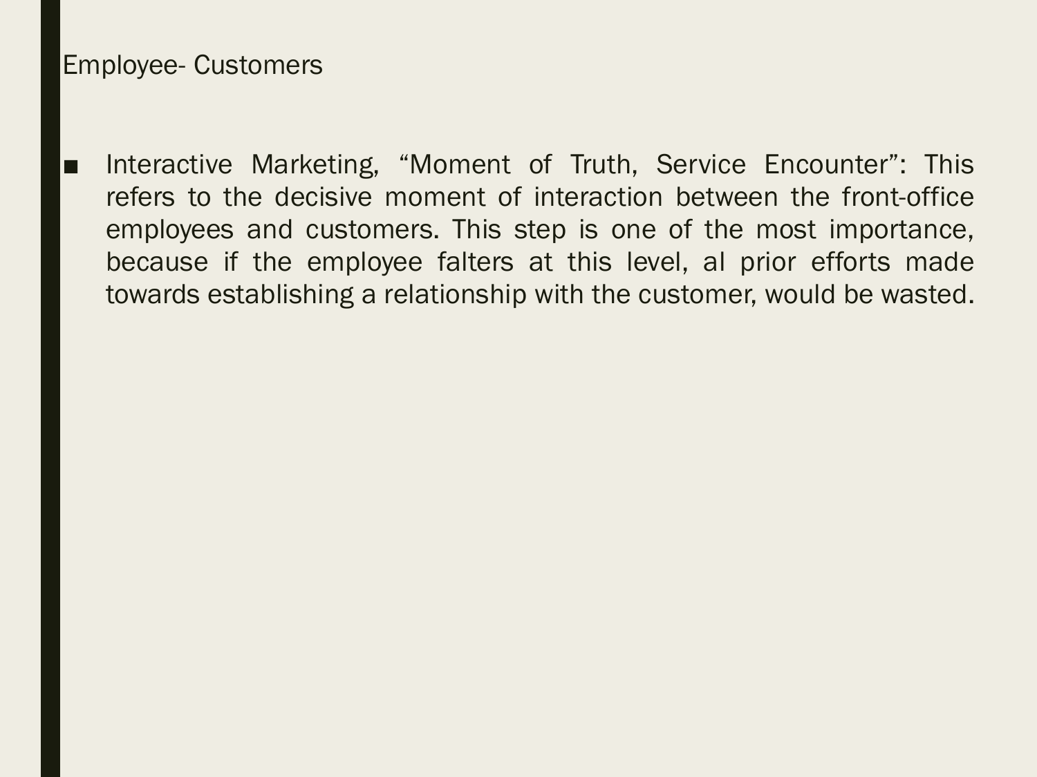## Employee- Customers

- Interactive Marketing, “Moment of Truth, Service Encounter”: This refers to the decisive moment of interaction between the front-office employees and customers. This step is one of the most importance, because if the employee falters at this level, al prior efforts made towards establishing a relationship with the customer, would be wasted.